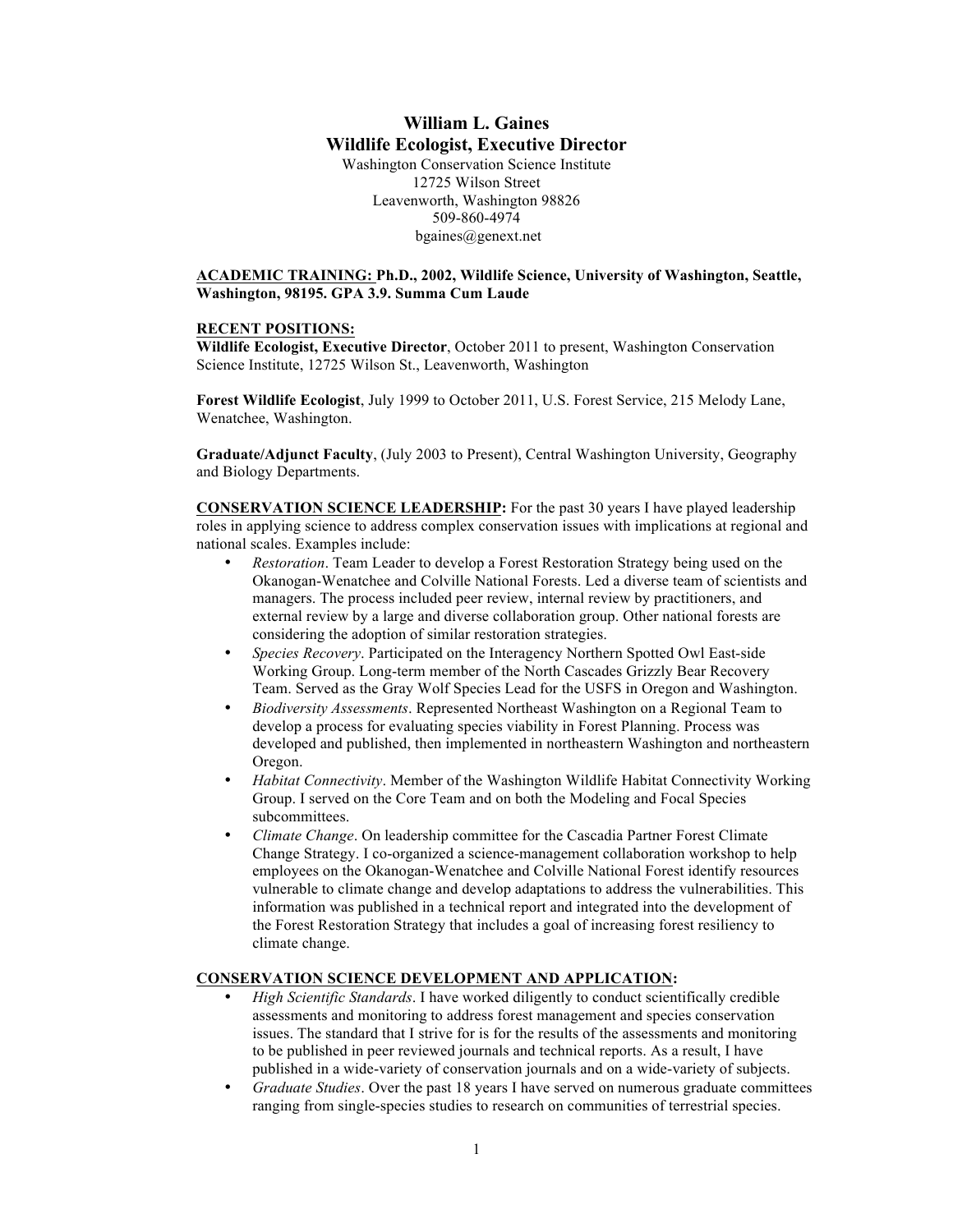# William L. Gaines
## Wildlife Ecologist, Executive Director

Washington Conservation Science Institute
12725 Wilson Street
Leavenworth, Washington 98826
509-860-4974
bgaines@genext.net

**ACADEMIC TRAINING: Ph.D., 2002, Wildlife Science, University of Washington, Seattle, Washington, 98195. GPA 3.9. Summa Cum Laude**

**RECENT POSITIONS:**

**Wildlife Ecologist, Executive Director**, October 2011 to present, Washington Conservation Science Institute, 12725 Wilson St., Leavenworth, Washington

**Forest Wildlife Ecologist**, July 1999 to October 2011, U.S. Forest Service, 215 Melody Lane, Wenatchee, Washington.

**Graduate/Adjunct Faculty**, (July 2003 to Present), Central Washington University, Geography and Biology Departments.

**CONSERVATION SCIENCE LEADERSHIP:** For the past 30 years I have played leadership roles in applying science to address complex conservation issues with implications at regional and national scales. Examples include:

- *Restoration*. Team Leader to develop a Forest Restoration Strategy being used on the Okanogan-Wenatchee and Colville National Forests. Led a diverse team of scientists and managers. The process included peer review, internal review by practitioners, and external review by a large and diverse collaboration group. Other national forests are considering the adoption of similar restoration strategies.
- *Species Recovery*. Participated on the Interagency Northern Spotted Owl East-side Working Group. Long-term member of the North Cascades Grizzly Bear Recovery Team. Served as the Gray Wolf Species Lead for the USFS in Oregon and Washington.
- *Biodiversity Assessments*. Represented Northeast Washington on a Regional Team to develop a process for evaluating species viability in Forest Planning. Process was developed and published, then implemented in northeastern Washington and northeastern Oregon.
- *Habitat Connectivity*. Member of the Washington Wildlife Habitat Connectivity Working Group. I served on the Core Team and on both the Modeling and Focal Species subcommittees.
- *Climate Change*. On leadership committee for the Cascadia Partner Forest Climate Change Strategy. I co-organized a science-management collaboration workshop to help employees on the Okanogan-Wenatchee and Colville National Forest identify resources vulnerable to climate change and develop adaptations to address the vulnerabilities. This information was published in a technical report and integrated into the development of the Forest Restoration Strategy that includes a goal of increasing forest resiliency to climate change.

**CONSERVATION SCIENCE DEVELOPMENT AND APPLICATION:**

- *High Scientific Standards*. I have worked diligently to conduct scientifically credible assessments and monitoring to address forest management and species conservation issues. The standard that I strive for is for the results of the assessments and monitoring to be published in peer reviewed journals and technical reports. As a result, I have published in a wide-variety of conservation journals and on a wide-variety of subjects.
- *Graduate Studies*. Over the past 18 years I have served on numerous graduate committees ranging from single-species studies to research on communities of terrestrial species.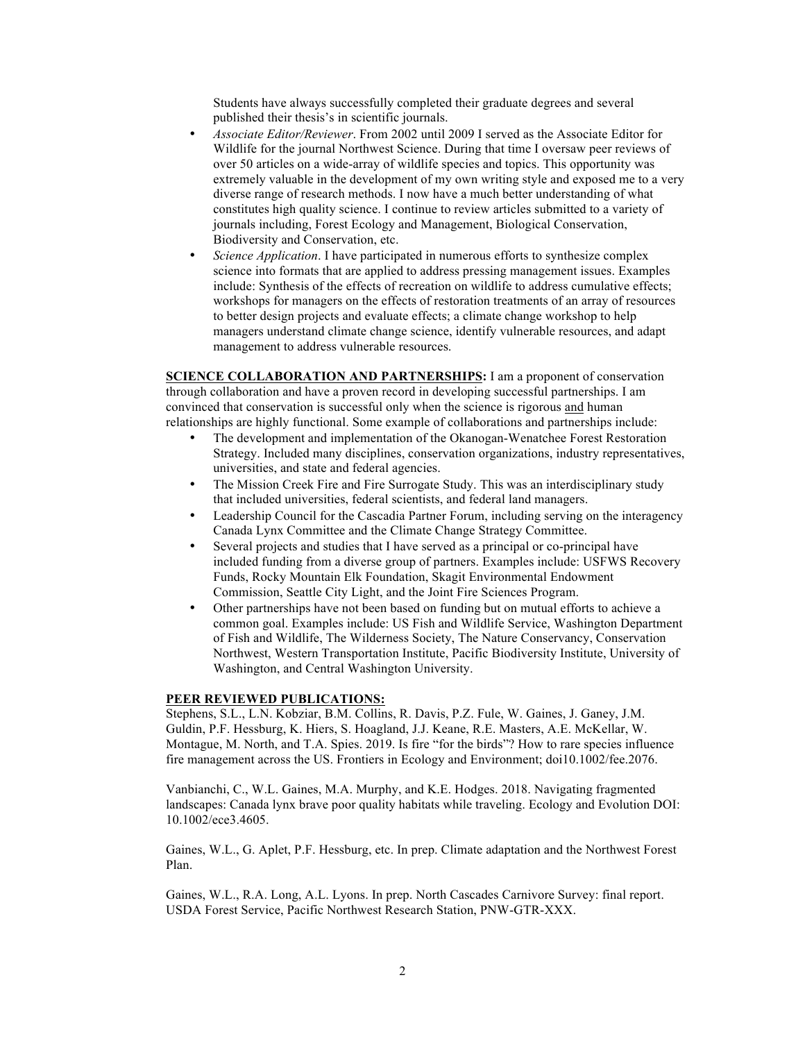Students have always successfully completed their graduate degrees and several published their thesis's in scientific journals.

- *Associate Editor/Reviewer*. From 2002 until 2009 I served as the Associate Editor for Wildlife for the journal Northwest Science. During that time I oversaw peer reviews of over 50 articles on a wide-array of wildlife species and topics. This opportunity was extremely valuable in the development of my own writing style and exposed me to a very diverse range of research methods. I now have a much better understanding of what constitutes high quality science. I continue to review articles submitted to a variety of journals including, Forest Ecology and Management, Biological Conservation, Biodiversity and Conservation, etc.
- *Science Application*. I have participated in numerous efforts to synthesize complex science into formats that are applied to address pressing management issues. Examples include: Synthesis of the effects of recreation on wildlife to address cumulative effects; workshops for managers on the effects of restoration treatments of an array of resources to better design projects and evaluate effects; a climate change workshop to help managers understand climate change science, identify vulnerable resources, and adapt management to address vulnerable resources.

**SCIENCE COLLABORATION AND PARTNERSHIPS:** I am a proponent of conservation through collaboration and have a proven record in developing successful partnerships. I am convinced that conservation is successful only when the science is rigorous and human relationships are highly functional. Some example of collaborations and partnerships include:

- The development and implementation of the Okanogan-Wenatchee Forest Restoration Strategy. Included many disciplines, conservation organizations, industry representatives, universities, and state and federal agencies.
- The Mission Creek Fire and Fire Surrogate Study. This was an interdisciplinary study that included universities, federal scientists, and federal land managers.
- Leadership Council for the Cascadia Partner Forum, including serving on the interagency Canada Lynx Committee and the Climate Change Strategy Committee.
- Several projects and studies that I have served as a principal or co-principal have included funding from a diverse group of partners. Examples include: USFWS Recovery Funds, Rocky Mountain Elk Foundation, Skagit Environmental Endowment Commission, Seattle City Light, and the Joint Fire Sciences Program.
- Other partnerships have not been based on funding but on mutual efforts to achieve a common goal. Examples include: US Fish and Wildlife Service, Washington Department of Fish and Wildlife, The Wilderness Society, The Nature Conservancy, Conservation Northwest, Western Transportation Institute, Pacific Biodiversity Institute, University of Washington, and Central Washington University.

**PEER REVIEWED PUBLICATIONS:**

Stephens, S.L., L.N. Kobziar, B.M. Collins, R. Davis, P.Z. Fule, W. Gaines, J. Ganey, J.M. Guldin, P.F. Hessburg, K. Hiers, S. Hoagland, J.J. Keane, R.E. Masters, A.E. McKellar, W. Montague, M. North, and T.A. Spies. 2019. Is fire "for the birds"? How to rare species influence fire management across the US. Frontiers in Ecology and Environment; doi10.1002/fee.2076.

Vanbianchi, C., W.L. Gaines, M.A. Murphy, and K.E. Hodges. 2018. Navigating fragmented landscapes: Canada lynx brave poor quality habitats while traveling. Ecology and Evolution DOI: 10.1002/ece3.4605.

Gaines, W.L., G. Aplet, P.F. Hessburg, etc. In prep. Climate adaptation and the Northwest Forest Plan.

Gaines, W.L., R.A. Long, A.L. Lyons. In prep. North Cascades Carnivore Survey: final report. USDA Forest Service, Pacific Northwest Research Station, PNW-GTR-XXX.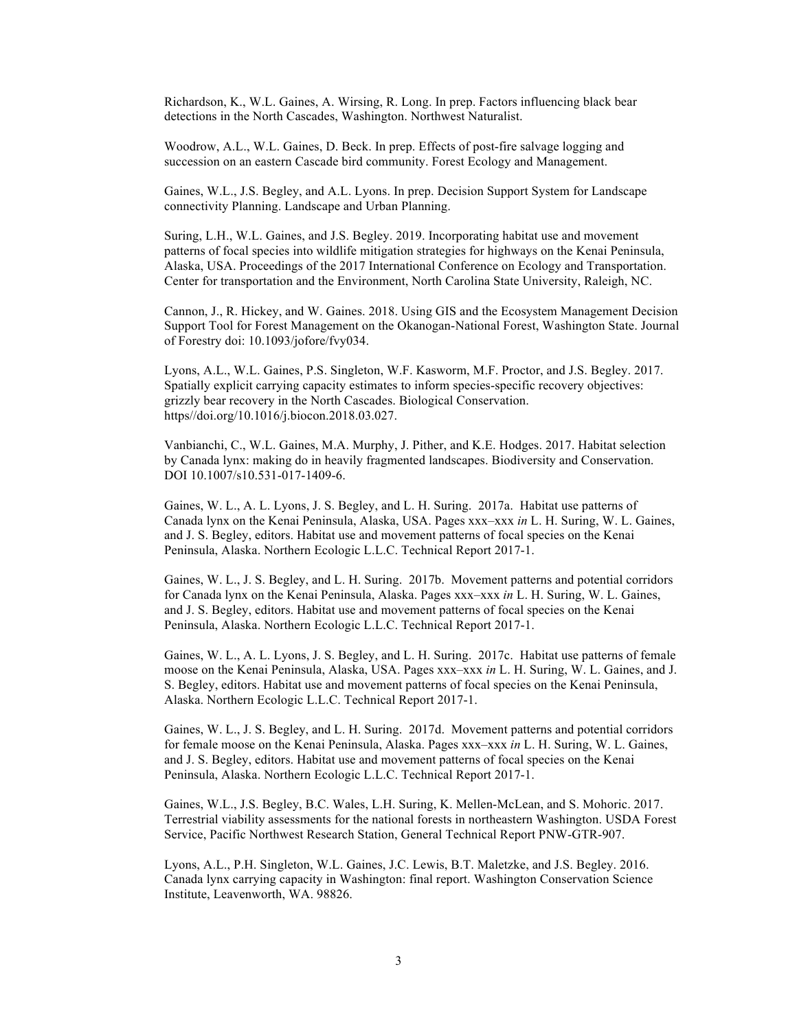Richardson, K., W.L. Gaines, A. Wirsing, R. Long. In prep. Factors influencing black bear detections in the North Cascades, Washington. Northwest Naturalist.

Woodrow, A.L., W.L. Gaines, D. Beck. In prep. Effects of post-fire salvage logging and succession on an eastern Cascade bird community. Forest Ecology and Management.

Gaines, W.L., J.S. Begley, and A.L. Lyons. In prep. Decision Support System for Landscape connectivity Planning. Landscape and Urban Planning.

Suring, L.H., W.L. Gaines, and J.S. Begley. 2019. Incorporating habitat use and movement patterns of focal species into wildlife mitigation strategies for highways on the Kenai Peninsula, Alaska, USA. Proceedings of the 2017 International Conference on Ecology and Transportation. Center for transportation and the Environment, North Carolina State University, Raleigh, NC.

Cannon, J., R. Hickey, and W. Gaines. 2018. Using GIS and the Ecosystem Management Decision Support Tool for Forest Management on the Okanogan-National Forest, Washington State. Journal of Forestry doi: 10.1093/jofore/fvy034.

Lyons, A.L., W.L. Gaines, P.S. Singleton, W.F. Kasworm, M.F. Proctor, and J.S. Begley. 2017. Spatially explicit carrying capacity estimates to inform species-specific recovery objectives: grizzly bear recovery in the North Cascades. Biological Conservation. https//doi.org/10.1016/j.biocon.2018.03.027.

Vanbianchi, C., W.L. Gaines, M.A. Murphy, J. Pither, and K.E. Hodges. 2017. Habitat selection by Canada lynx: making do in heavily fragmented landscapes. Biodiversity and Conservation. DOI 10.1007/s10.531-017-1409-6.

Gaines, W. L., A. L. Lyons, J. S. Begley, and L. H. Suring. 2017a. Habitat use patterns of Canada lynx on the Kenai Peninsula, Alaska, USA. Pages xxx–xxx *in* L. H. Suring, W. L. Gaines, and J. S. Begley, editors. Habitat use and movement patterns of focal species on the Kenai Peninsula, Alaska. Northern Ecologic L.L.C. Technical Report 2017-1.

Gaines, W. L., J. S. Begley, and L. H. Suring. 2017b. Movement patterns and potential corridors for Canada lynx on the Kenai Peninsula, Alaska. Pages xxx–xxx *in* L. H. Suring, W. L. Gaines, and J. S. Begley, editors. Habitat use and movement patterns of focal species on the Kenai Peninsula, Alaska. Northern Ecologic L.L.C. Technical Report 2017-1.

Gaines, W. L., A. L. Lyons, J. S. Begley, and L. H. Suring. 2017c. Habitat use patterns of female moose on the Kenai Peninsula, Alaska, USA. Pages xxx–xxx *in* L. H. Suring, W. L. Gaines, and J. S. Begley, editors. Habitat use and movement patterns of focal species on the Kenai Peninsula, Alaska. Northern Ecologic L.L.C. Technical Report 2017-1.

Gaines, W. L., J. S. Begley, and L. H. Suring. 2017d. Movement patterns and potential corridors for female moose on the Kenai Peninsula, Alaska. Pages xxx–xxx *in* L. H. Suring, W. L. Gaines, and J. S. Begley, editors. Habitat use and movement patterns of focal species on the Kenai Peninsula, Alaska. Northern Ecologic L.L.C. Technical Report 2017-1.

Gaines, W.L., J.S. Begley, B.C. Wales, L.H. Suring, K. Mellen-McLean, and S. Mohoric. 2017. Terrestrial viability assessments for the national forests in northeastern Washington. USDA Forest Service, Pacific Northwest Research Station, General Technical Report PNW-GTR-907.

Lyons, A.L., P.H. Singleton, W.L. Gaines, J.C. Lewis, B.T. Maletzke, and J.S. Begley. 2016. Canada lynx carrying capacity in Washington: final report. Washington Conservation Science Institute, Leavenworth, WA. 98826.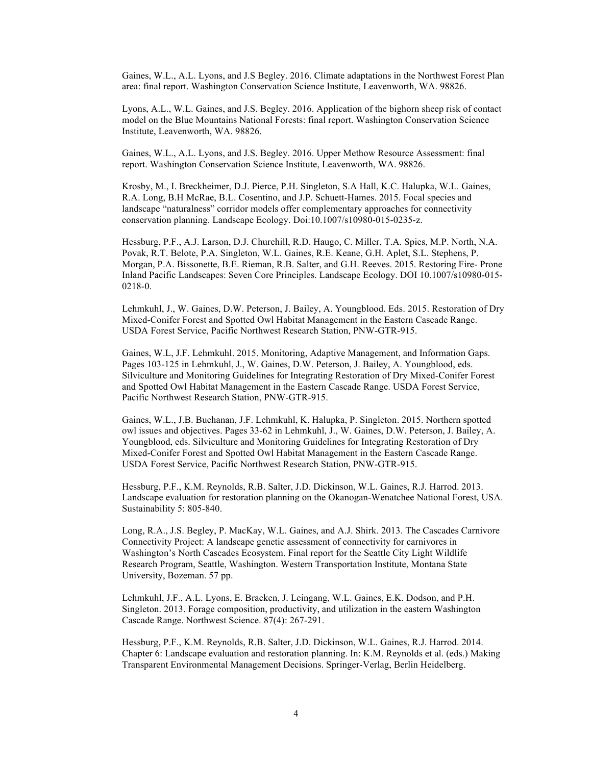Gaines, W.L., A.L. Lyons, and J.S Begley. 2016. Climate adaptations in the Northwest Forest Plan area: final report. Washington Conservation Science Institute, Leavenworth, WA. 98826.

Lyons, A.L., W.L. Gaines, and J.S. Begley. 2016. Application of the bighorn sheep risk of contact model on the Blue Mountains National Forests: final report. Washington Conservation Science Institute, Leavenworth, WA. 98826.

Gaines, W.L., A.L. Lyons, and J.S. Begley. 2016. Upper Methow Resource Assessment: final report. Washington Conservation Science Institute, Leavenworth, WA. 98826.

Krosby, M., I. Breckheimer, D.J. Pierce, P.H. Singleton, S.A Hall, K.C. Halupka, W.L. Gaines, R.A. Long, B.H McRae, B.L. Cosentino, and J.P. Schuett-Hames. 2015. Focal species and landscape "naturalness" corridor models offer complementary approaches for connectivity conservation planning. Landscape Ecology. Doi:10.1007/s10980-015-0235-z.

Hessburg, P.F., A.J. Larson, D.J. Churchill, R.D. Haugo, C. Miller, T.A. Spies, M.P. North, N.A. Povak, R.T. Belote, P.A. Singleton, W.L. Gaines, R.E. Keane, G.H. Aplet, S.L. Stephens, P. Morgan, P.A. Bissonette, B.E. Rieman, R.B. Salter, and G.H. Reeves. 2015. Restoring Fire- Prone Inland Pacific Landscapes: Seven Core Principles. Landscape Ecology. DOI 10.1007/s10980-015-0218-0.

Lehmkuhl, J., W. Gaines, D.W. Peterson, J. Bailey, A. Youngblood. Eds. 2015. Restoration of Dry Mixed-Conifer Forest and Spotted Owl Habitat Management in the Eastern Cascade Range. USDA Forest Service, Pacific Northwest Research Station, PNW-GTR-915.

Gaines, W.L, J.F. Lehmkuhl. 2015. Monitoring, Adaptive Management, and Information Gaps. Pages 103-125 in Lehmkuhl, J., W. Gaines, D.W. Peterson, J. Bailey, A. Youngblood, eds. Silviculture and Monitoring Guidelines for Integrating Restoration of Dry Mixed-Conifer Forest and Spotted Owl Habitat Management in the Eastern Cascade Range. USDA Forest Service, Pacific Northwest Research Station, PNW-GTR-915.

Gaines, W.L., J.B. Buchanan, J.F. Lehmkuhl, K. Halupka, P. Singleton. 2015. Northern spotted owl issues and objectives. Pages 33-62 in Lehmkuhl, J., W. Gaines, D.W. Peterson, J. Bailey, A. Youngblood, eds. Silviculture and Monitoring Guidelines for Integrating Restoration of Dry Mixed-Conifer Forest and Spotted Owl Habitat Management in the Eastern Cascade Range. USDA Forest Service, Pacific Northwest Research Station, PNW-GTR-915.

Hessburg, P.F., K.M. Reynolds, R.B. Salter, J.D. Dickinson, W.L. Gaines, R.J. Harrod. 2013. Landscape evaluation for restoration planning on the Okanogan-Wenatchee National Forest, USA. Sustainability 5: 805-840.

Long, R.A., J.S. Begley, P. MacKay, W.L. Gaines, and A.J. Shirk. 2013. The Cascades Carnivore Connectivity Project: A landscape genetic assessment of connectivity for carnivores in Washington's North Cascades Ecosystem. Final report for the Seattle City Light Wildlife Research Program, Seattle, Washington. Western Transportation Institute, Montana State University, Bozeman. 57 pp.

Lehmkuhl, J.F., A.L. Lyons, E. Bracken, J. Leingang, W.L. Gaines, E.K. Dodson, and P.H. Singleton. 2013. Forage composition, productivity, and utilization in the eastern Washington Cascade Range. Northwest Science. 87(4): 267-291.

Hessburg, P.F., K.M. Reynolds, R.B. Salter, J.D. Dickinson, W.L. Gaines, R.J. Harrod. 2014. Chapter 6: Landscape evaluation and restoration planning. In: K.M. Reynolds et al. (eds.) Making Transparent Environmental Management Decisions. Springer-Verlag, Berlin Heidelberg.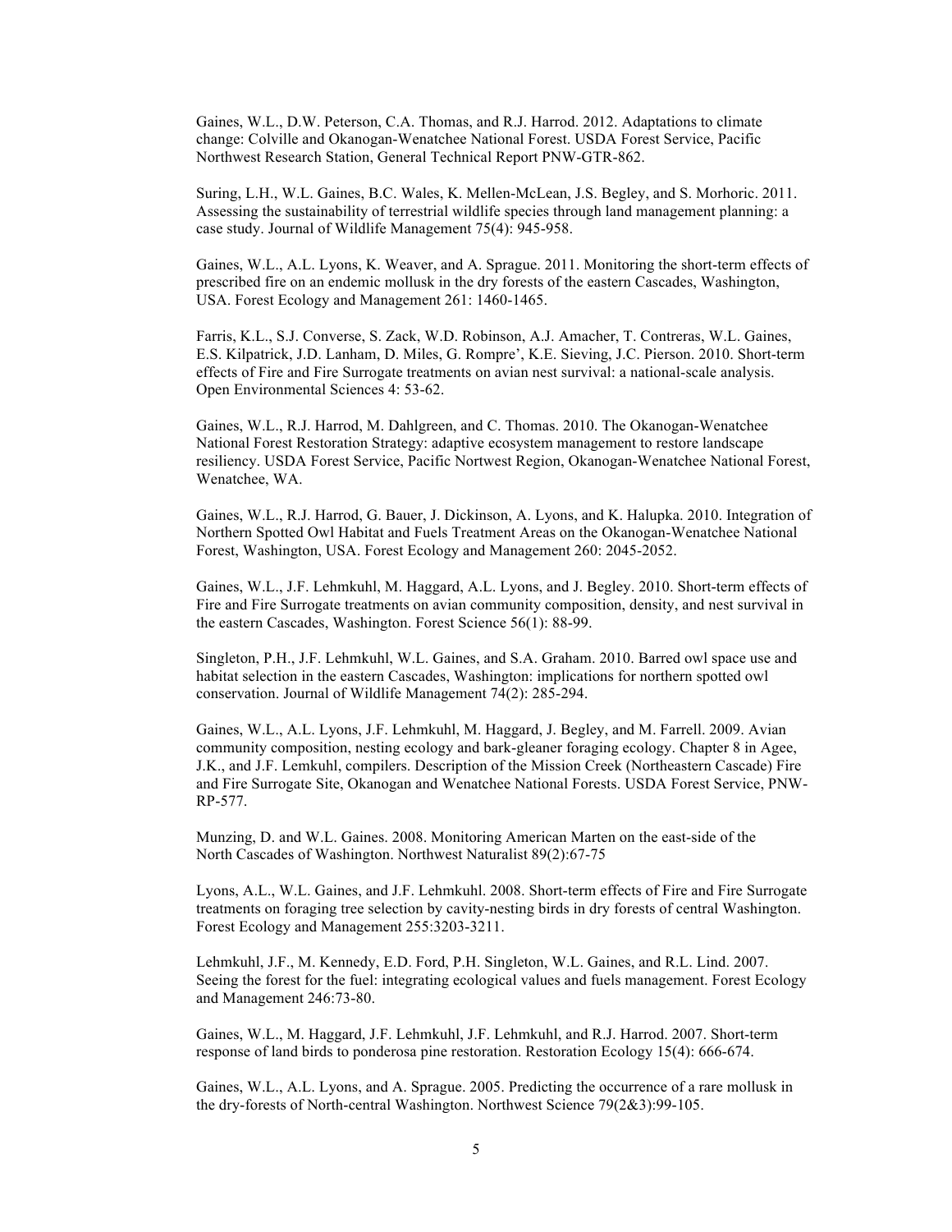Gaines, W.L., D.W. Peterson, C.A. Thomas, and R.J. Harrod. 2012. Adaptations to climate change: Colville and Okanogan-Wenatchee National Forest. USDA Forest Service, Pacific Northwest Research Station, General Technical Report PNW-GTR-862.

Suring, L.H., W.L. Gaines, B.C. Wales, K. Mellen-McLean, J.S. Begley, and S. Morhoric. 2011. Assessing the sustainability of terrestrial wildlife species through land management planning: a case study. Journal of Wildlife Management 75(4): 945-958.

Gaines, W.L., A.L. Lyons, K. Weaver, and A. Sprague. 2011. Monitoring the short-term effects of prescribed fire on an endemic mollusk in the dry forests of the eastern Cascades, Washington, USA. Forest Ecology and Management 261: 1460-1465.

Farris, K.L., S.J. Converse, S. Zack, W.D. Robinson, A.J. Amacher, T. Contreras, W.L. Gaines, E.S. Kilpatrick, J.D. Lanham, D. Miles, G. Rompre', K.E. Sieving, J.C. Pierson. 2010. Short-term effects of Fire and Fire Surrogate treatments on avian nest survival: a national-scale analysis. Open Environmental Sciences 4: 53-62.

Gaines, W.L., R.J. Harrod, M. Dahlgreen, and C. Thomas. 2010. The Okanogan-Wenatchee National Forest Restoration Strategy: adaptive ecosystem management to restore landscape resiliency. USDA Forest Service, Pacific Nortwest Region, Okanogan-Wenatchee National Forest, Wenatchee, WA.

Gaines, W.L., R.J. Harrod, G. Bauer, J. Dickinson, A. Lyons, and K. Halupka. 2010. Integration of Northern Spotted Owl Habitat and Fuels Treatment Areas on the Okanogan-Wenatchee National Forest, Washington, USA. Forest Ecology and Management 260: 2045-2052.

Gaines, W.L., J.F. Lehmkuhl, M. Haggard, A.L. Lyons, and J. Begley. 2010. Short-term effects of Fire and Fire Surrogate treatments on avian community composition, density, and nest survival in the eastern Cascades, Washington. Forest Science 56(1): 88-99.

Singleton, P.H., J.F. Lehmkuhl, W.L. Gaines, and S.A. Graham. 2010. Barred owl space use and habitat selection in the eastern Cascades, Washington: implications for northern spotted owl conservation. Journal of Wildlife Management 74(2): 285-294.

Gaines, W.L., A.L. Lyons, J.F. Lehmkuhl, M. Haggard, J. Begley, and M. Farrell. 2009. Avian community composition, nesting ecology and bark-gleaner foraging ecology. Chapter 8 in Agee, J.K., and J.F. Lemkuhl, compilers. Description of the Mission Creek (Northeastern Cascade) Fire and Fire Surrogate Site, Okanogan and Wenatchee National Forests. USDA Forest Service, PNW-RP-577.

Munzing, D. and W.L. Gaines. 2008. Monitoring American Marten on the east-side of the North Cascades of Washington. Northwest Naturalist 89(2):67-75

Lyons, A.L., W.L. Gaines, and J.F. Lehmkuhl. 2008. Short-term effects of Fire and Fire Surrogate treatments on foraging tree selection by cavity-nesting birds in dry forests of central Washington. Forest Ecology and Management 255:3203-3211.

Lehmkuhl, J.F., M. Kennedy, E.D. Ford, P.H. Singleton, W.L. Gaines, and R.L. Lind. 2007. Seeing the forest for the fuel: integrating ecological values and fuels management. Forest Ecology and Management 246:73-80.

Gaines, W.L., M. Haggard, J.F. Lehmkuhl, J.F. Lehmkuhl, and R.J. Harrod. 2007. Short-term response of land birds to ponderosa pine restoration. Restoration Ecology 15(4): 666-674.

Gaines, W.L., A.L. Lyons, and A. Sprague. 2005. Predicting the occurrence of a rare mollusk in the dry-forests of North-central Washington. Northwest Science 79(2&3):99-105.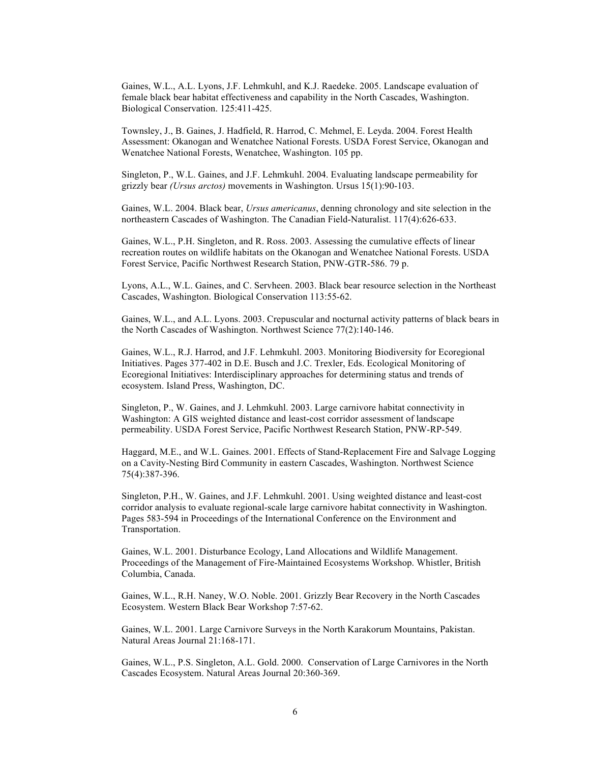Gaines, W.L., A.L. Lyons, J.F. Lehmkuhl, and K.J. Raedeke. 2005. Landscape evaluation of female black bear habitat effectiveness and capability in the North Cascades, Washington. Biological Conservation. 125:411-425.

Townsley, J., B. Gaines, J. Hadfield, R. Harrod, C. Mehmel, E. Leyda. 2004. Forest Health Assessment: Okanogan and Wenatchee National Forests. USDA Forest Service, Okanogan and Wenatchee National Forests, Wenatchee, Washington. 105 pp.

Singleton, P., W.L. Gaines, and J.F. Lehmkuhl. 2004. Evaluating landscape permeability for grizzly bear *(Ursus arctos)* movements in Washington. Ursus 15(1):90-103.

Gaines, W.L. 2004. Black bear, *Ursus americanus*, denning chronology and site selection in the northeastern Cascades of Washington. The Canadian Field-Naturalist. 117(4):626-633.

Gaines, W.L., P.H. Singleton, and R. Ross. 2003. Assessing the cumulative effects of linear recreation routes on wildlife habitats on the Okanogan and Wenatchee National Forests. USDA Forest Service, Pacific Northwest Research Station, PNW-GTR-586. 79 p.

Lyons, A.L., W.L. Gaines, and C. Servheen. 2003. Black bear resource selection in the Northeast Cascades, Washington. Biological Conservation 113:55-62.

Gaines, W.L., and A.L. Lyons. 2003. Crepuscular and nocturnal activity patterns of black bears in the North Cascades of Washington. Northwest Science 77(2):140-146.

Gaines, W.L., R.J. Harrod, and J.F. Lehmkuhl. 2003. Monitoring Biodiversity for Ecoregional Initiatives. Pages 377-402 in D.E. Busch and J.C. Trexler, Eds. Ecological Monitoring of Ecoregional Initiatives: Interdisciplinary approaches for determining status and trends of ecosystem. Island Press, Washington, DC.

Singleton, P., W. Gaines, and J. Lehmkuhl. 2003. Large carnivore habitat connectivity in Washington: A GIS weighted distance and least-cost corridor assessment of landscape permeability. USDA Forest Service, Pacific Northwest Research Station, PNW-RP-549.

Haggard, M.E., and W.L. Gaines. 2001. Effects of Stand-Replacement Fire and Salvage Logging on a Cavity-Nesting Bird Community in eastern Cascades, Washington. Northwest Science 75(4):387-396.

Singleton, P.H., W. Gaines, and J.F. Lehmkuhl. 2001. Using weighted distance and least-cost corridor analysis to evaluate regional-scale large carnivore habitat connectivity in Washington. Pages 583-594 in Proceedings of the International Conference on the Environment and Transportation.

Gaines, W.L. 2001. Disturbance Ecology, Land Allocations and Wildlife Management. Proceedings of the Management of Fire-Maintained Ecosystems Workshop. Whistler, British Columbia, Canada.

Gaines, W.L., R.H. Naney, W.O. Noble. 2001. Grizzly Bear Recovery in the North Cascades Ecosystem. Western Black Bear Workshop 7:57-62.

Gaines, W.L. 2001. Large Carnivore Surveys in the North Karakorum Mountains, Pakistan. Natural Areas Journal 21:168-171.

Gaines, W.L., P.S. Singleton, A.L. Gold. 2000. Conservation of Large Carnivores in the North Cascades Ecosystem. Natural Areas Journal 20:360-369.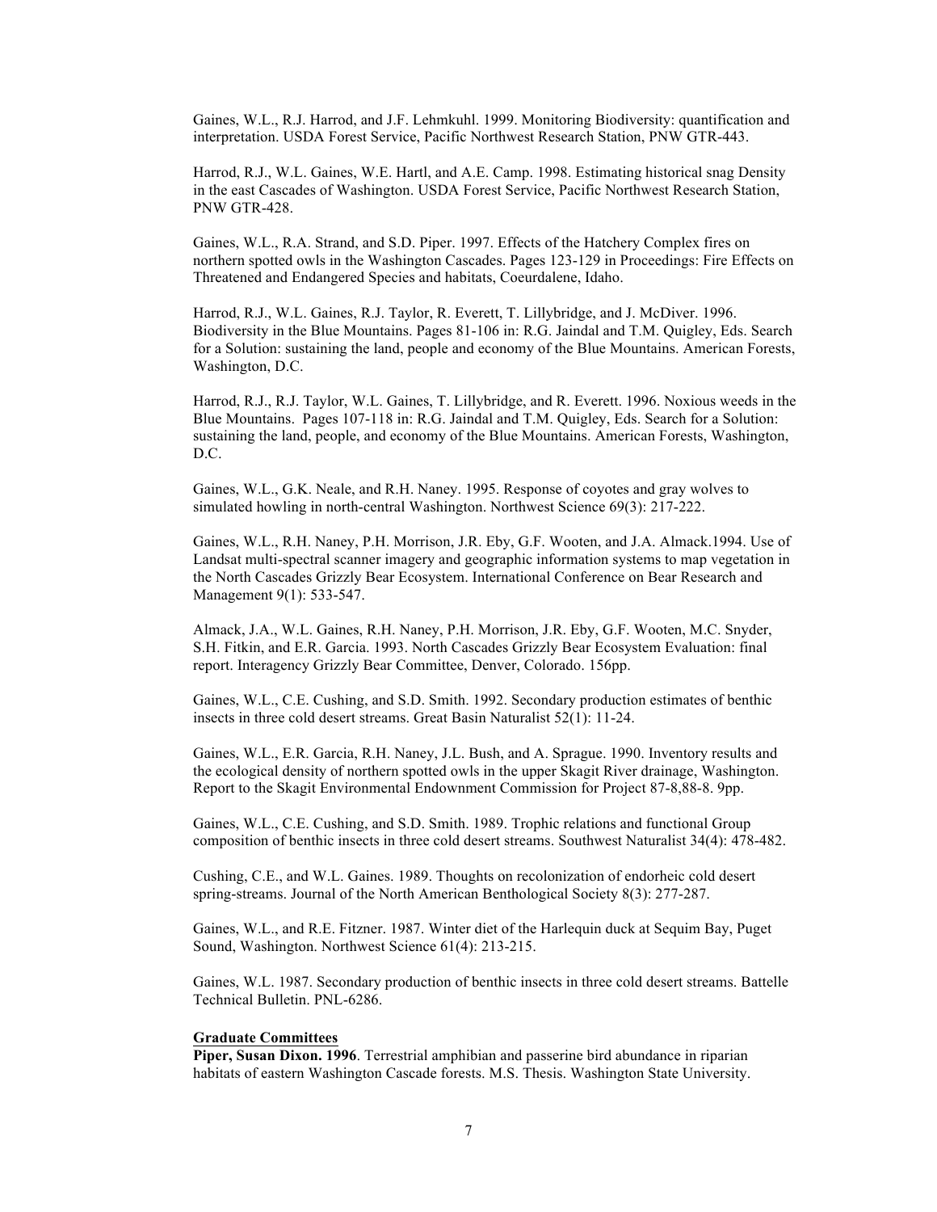Gaines, W.L., R.J. Harrod, and J.F. Lehmkuhl. 1999. Monitoring Biodiversity: quantification and interpretation. USDA Forest Service, Pacific Northwest Research Station, PNW GTR-443.

Harrod, R.J., W.L. Gaines, W.E. Hartl, and A.E. Camp. 1998. Estimating historical snag Density in the east Cascades of Washington. USDA Forest Service, Pacific Northwest Research Station, PNW GTR-428.

Gaines, W.L., R.A. Strand, and S.D. Piper. 1997. Effects of the Hatchery Complex fires on northern spotted owls in the Washington Cascades. Pages 123-129 in Proceedings: Fire Effects on Threatened and Endangered Species and habitats, Coeurdalene, Idaho.

Harrod, R.J., W.L. Gaines, R.J. Taylor, R. Everett, T. Lillybridge, and J. McDiver. 1996. Biodiversity in the Blue Mountains. Pages 81-106 in: R.G. Jaindal and T.M. Quigley, Eds. Search for a Solution: sustaining the land, people and economy of the Blue Mountains. American Forests, Washington, D.C.

Harrod, R.J., R.J. Taylor, W.L. Gaines, T. Lillybridge, and R. Everett. 1996. Noxious weeds in the Blue Mountains. Pages 107-118 in: R.G. Jaindal and T.M. Quigley, Eds. Search for a Solution: sustaining the land, people, and economy of the Blue Mountains. American Forests, Washington, D.C.

Gaines, W.L., G.K. Neale, and R.H. Naney. 1995. Response of coyotes and gray wolves to simulated howling in north-central Washington. Northwest Science 69(3): 217-222.

Gaines, W.L., R.H. Naney, P.H. Morrison, J.R. Eby, G.F. Wooten, and J.A. Almack.1994. Use of Landsat multi-spectral scanner imagery and geographic information systems to map vegetation in the North Cascades Grizzly Bear Ecosystem. International Conference on Bear Research and Management 9(1): 533-547.

Almack, J.A., W.L. Gaines, R.H. Naney, P.H. Morrison, J.R. Eby, G.F. Wooten, M.C. Snyder, S.H. Fitkin, and E.R. Garcia. 1993. North Cascades Grizzly Bear Ecosystem Evaluation: final report. Interagency Grizzly Bear Committee, Denver, Colorado. 156pp.

Gaines, W.L., C.E. Cushing, and S.D. Smith. 1992. Secondary production estimates of benthic insects in three cold desert streams. Great Basin Naturalist 52(1): 11-24.

Gaines, W.L., E.R. Garcia, R.H. Naney, J.L. Bush, and A. Sprague. 1990. Inventory results and the ecological density of northern spotted owls in the upper Skagit River drainage, Washington. Report to the Skagit Environmental Endownment Commission for Project 87-8,88-8. 9pp.

Gaines, W.L., C.E. Cushing, and S.D. Smith. 1989. Trophic relations and functional Group composition of benthic insects in three cold desert streams. Southwest Naturalist 34(4): 478-482.

Cushing, C.E., and W.L. Gaines. 1989. Thoughts on recolonization of endorheic cold desert spring-streams. Journal of the North American Benthological Society 8(3): 277-287.

Gaines, W.L., and R.E. Fitzner. 1987. Winter diet of the Harlequin duck at Sequim Bay, Puget Sound, Washington. Northwest Science 61(4): 213-215.

Gaines, W.L. 1987. Secondary production of benthic insects in three cold desert streams. Battelle Technical Bulletin. PNL-6286.

**Graduate Committees**

**Piper, Susan Dixon. 1996**. Terrestrial amphibian and passerine bird abundance in riparian habitats of eastern Washington Cascade forests. M.S. Thesis. Washington State University.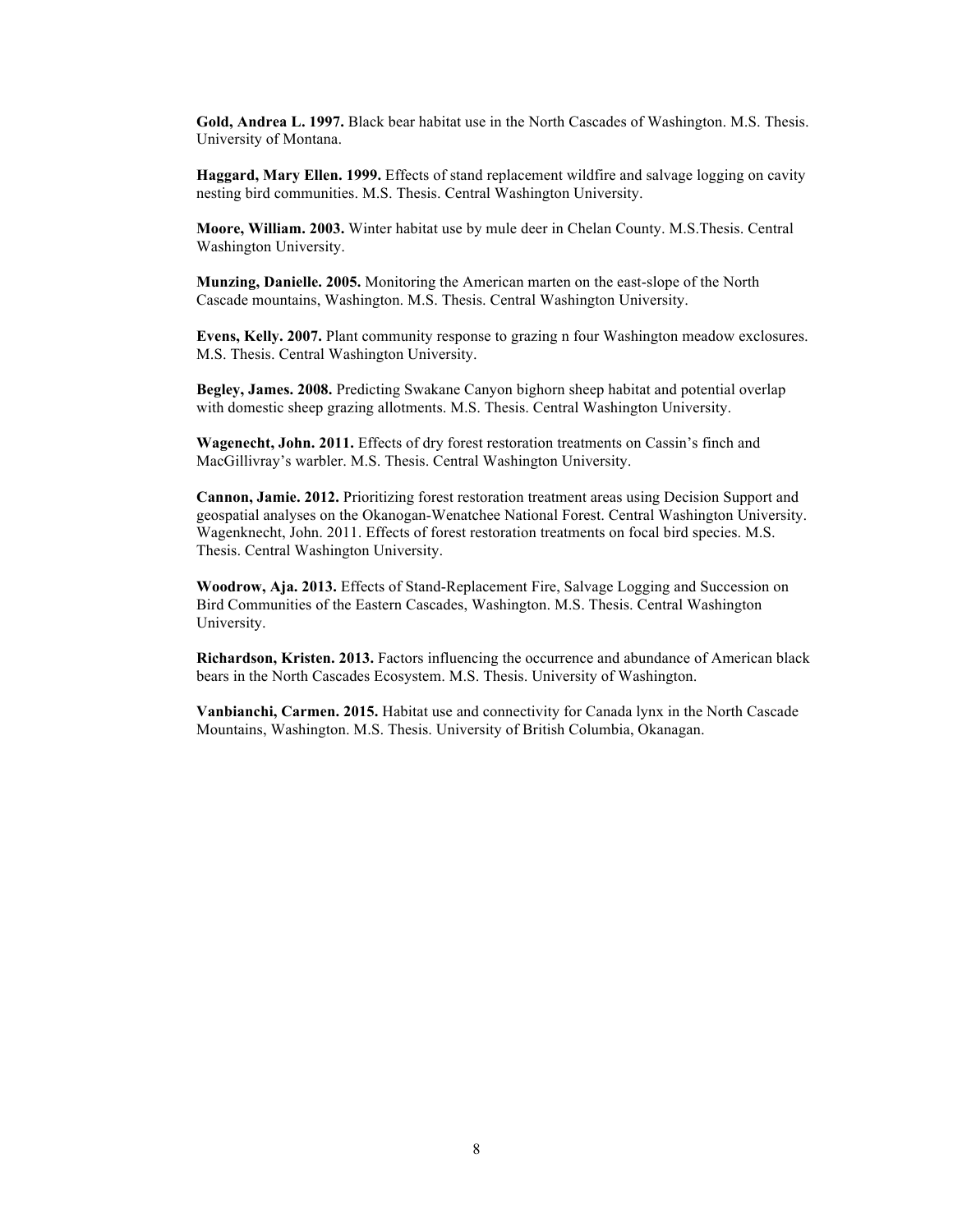**Gold, Andrea L. 1997.** Black bear habitat use in the North Cascades of Washington. M.S. Thesis. University of Montana.

**Haggard, Mary Ellen. 1999.** Effects of stand replacement wildfire and salvage logging on cavity nesting bird communities. M.S. Thesis. Central Washington University.

**Moore, William. 2003.** Winter habitat use by mule deer in Chelan County. M.S.Thesis. Central Washington University.

**Munzing, Danielle. 2005.** Monitoring the American marten on the east-slope of the North Cascade mountains, Washington. M.S. Thesis. Central Washington University.

**Evens, Kelly. 2007.** Plant community response to grazing n four Washington meadow exclosures. M.S. Thesis. Central Washington University.

**Begley, James. 2008.** Predicting Swakane Canyon bighorn sheep habitat and potential overlap with domestic sheep grazing allotments. M.S. Thesis. Central Washington University.

**Wagenecht, John. 2011.** Effects of dry forest restoration treatments on Cassin's finch and MacGillivray's warbler. M.S. Thesis. Central Washington University.

**Cannon, Jamie. 2012.** Prioritizing forest restoration treatment areas using Decision Support and geospatial analyses on the Okanogan-Wenatchee National Forest. Central Washington University. Wagenknecht, John. 2011. Effects of forest restoration treatments on focal bird species. M.S. Thesis. Central Washington University.

**Woodrow, Aja. 2013.** Effects of Stand-Replacement Fire, Salvage Logging and Succession on Bird Communities of the Eastern Cascades, Washington. M.S. Thesis. Central Washington University.

**Richardson, Kristen. 2013.** Factors influencing the occurrence and abundance of American black bears in the North Cascades Ecosystem. M.S. Thesis. University of Washington.

**Vanbianchi, Carmen. 2015.** Habitat use and connectivity for Canada lynx in the North Cascade Mountains, Washington. M.S. Thesis. University of British Columbia, Okanagan.